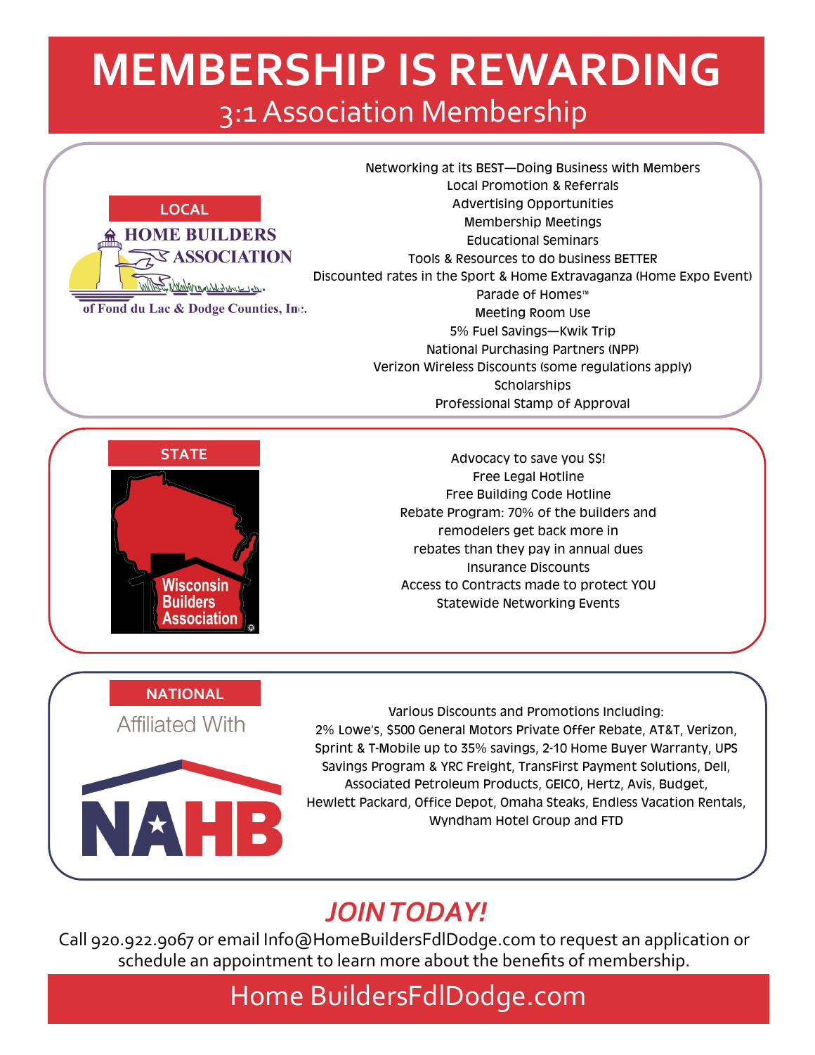# MEMBERSHIP IS REWARDING

## 3:1 Association Membership

### LOCAL

HOME BUILDERS ASSOCIATION of Fond du Lac & Dodge Counties, Inc.

- Networking at its BEST—Doing Business with Members
- Local Promotion & Referrals
- Advertising Opportunities
- Membership Meetings
- Educational Seminars
- Tools & Resources to do business BETTER
- Discounted rates in the Sport & Home Extravaganza (Home Expo Event)
- Parade of Homes™
- Meeting Room Use
- 5% Fuel Savings—Kwik Trip
- National Purchasing Partners (NPP)
- Verizon Wireless Discounts (some regulations apply)
- Scholarships
- Professional Stamp of Approval

### STATE

Wisconsin Builders Association®

- Advocacy to save you $$!
- Free Legal Hotline
- Free Building Code Hotline
- Rebate Program: 70% of the builders and remodelers get back more in rebates than they pay in annual dues
- Insurance Discounts
- Access to Contracts made to protect YOU
- Statewide Networking Events

### NATIONAL

Affiliated With NAHB

Various Discounts and Promotions Including:
2% Lowe's, $500 General Motors Private Offer Rebate, AT&T, Verizon, Sprint & T-Mobile up to 35% savings, 2-10 Home Buyer Warranty, UPS Savings Program & YRC Freight, TransFirst Payment Solutions, Dell, Associated Petroleum Products, GEICO, Hertz, Avis, Budget, Hewlett Packard, Office Depot, Omaha Steaks, Endless Vacation Rentals, Wyndham Hotel Group and FTD

## *JOIN TODAY!*

Call 920.922.9067 or email Info@HomeBuildersFdlDodge.com to request an application or schedule an appointment to learn more about the benefits of membership.

Home BuildersFdlDodge.com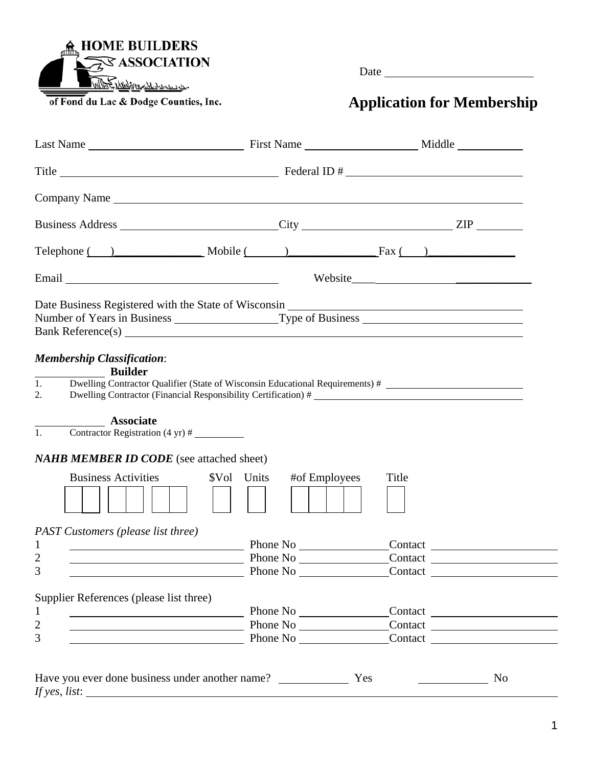HOME BUILDERS ASSOCIATION
of Fond du Lac & Dodge Counties, Inc.

Date ____________________

# Application for Membership

Last Name ____________________ First Name ____________________ Middle __________

Title ______________________________ Federal ID # ____________________

Company Name ______________________________________________________________

Business Address ____________________City ____________________ ZIP ________

Telephone (    )______________ Mobile (      )______________ Fax (    )______________

Email ______________________________ Website____________________

Date Business Registered with the State of Wisconsin ______________________________
Number of Years in Business ______________Type of Business ____________________
Bank Reference(s) ______________________________________________________________

***Membership Classification***:

__________ **Builder**

1. Dwelling Contractor Qualifier (State of Wisconsin Educational Requirements) # ____________________
2. Dwelling Contractor (Financial Responsibility Certification) # ____________________

__________ **Associate**

1. Contractor Registration (4 yr) # __________

***NAHB MEMBER ID CODE*** (see attached sheet)

| Business Activities | $Vol | Units | #of Employees | Title |
|---|---|---|---|---|
| ☐☐ ☐☐ ☐☐ | ☐ | ☐ | ☐☐☐☐ | ☐ |

*PAST Customers (please list three)*

1 ______________________ Phone No ______________ Contact ______________
2 ______________________ Phone No ______________ Contact ______________
3 ______________________ Phone No ______________ Contact ______________

Supplier References (please list three)

1 ______________________ Phone No ______________ Contact ______________
2 ______________________ Phone No ______________ Contact ______________
3 ______________________ Phone No ______________ Contact ______________

Have you ever done business under another name? __________ Yes __________ No
*If yes, list*: ______________________________________________________________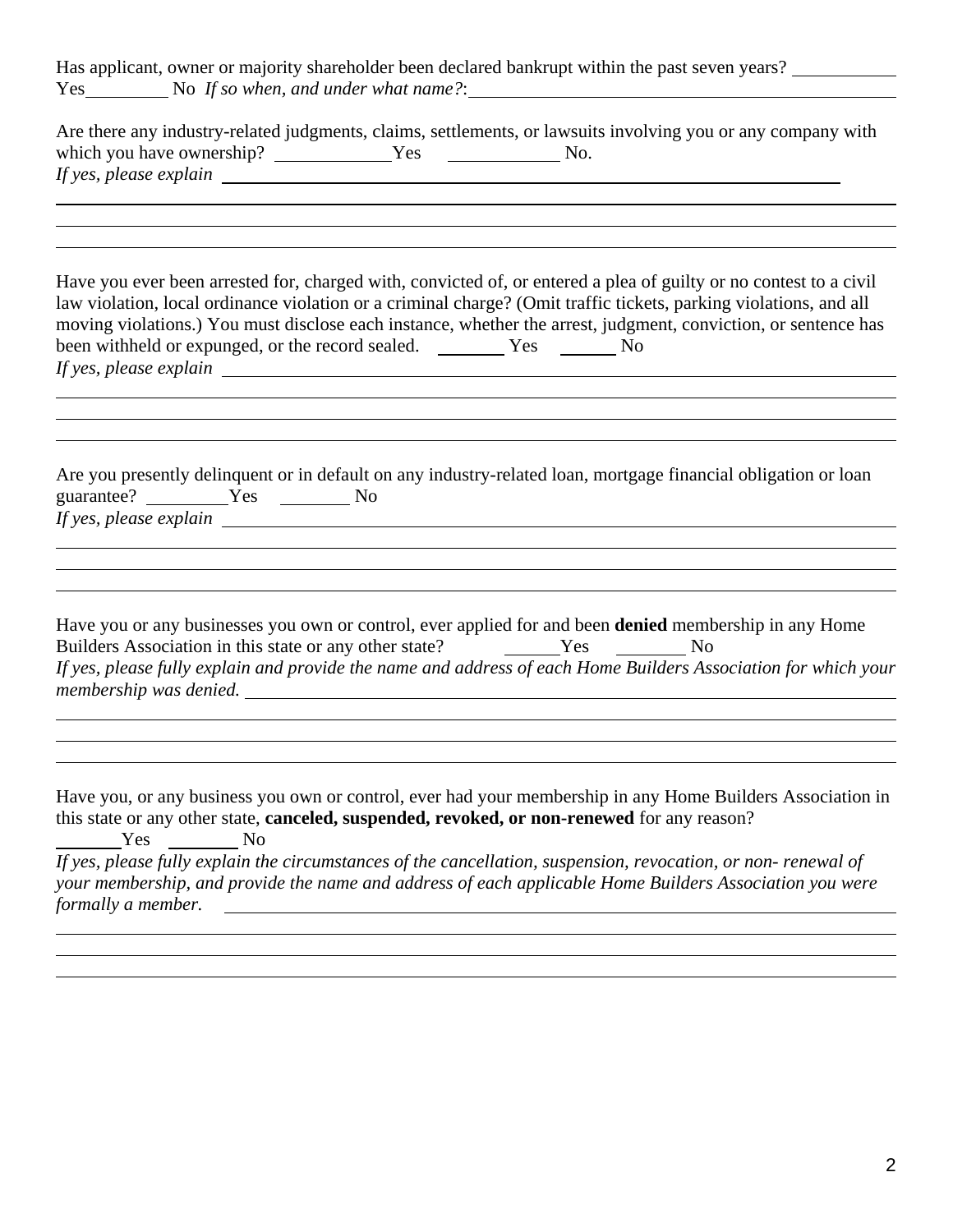Has applicant, owner or majority shareholder been declared bankrupt within the past seven years? __________ Yes__________ No *If so when, and under what name?*:______________________________________________

Are there any industry-related judgments, claims, settlements, or lawsuits involving you or any company with which you have ownership? ____________Yes ____________ No.
*If yes, please explain* ______________________________________________________________________

______________________________________________________________________

______________________________________________________________________

______________________________________________________________________

Have you ever been arrested for, charged with, convicted of, or entered a plea of guilty or no contest to a civil law violation, local ordinance violation or a criminal charge? (Omit traffic tickets, parking violations, and all moving violations.) You must disclose each instance, whether the arrest, judgment, conviction, or sentence has been withheld or expunged, or the record sealed. ________ Yes ______ No
*If yes, please explain* ______________________________________________________________________

______________________________________________________________________

______________________________________________________________________

______________________________________________________________________

Are you presently delinquent or in default on any industry-related loan, mortgage financial obligation or loan guarantee? _________Yes ________ No
*If yes, please explain* ______________________________________________________________________

______________________________________________________________________

______________________________________________________________________

______________________________________________________________________

Have you or any businesses you own or control, ever applied for and been **denied** membership in any Home Builders Association in this state or any other state? ______Yes ________ No
*If yes, please fully explain and provide the name and address of each Home Builders Association for which your membership was denied.* ______________________________________________________________________

______________________________________________________________________

______________________________________________________________________

______________________________________________________________________

Have you, or any business you own or control, ever had your membership in any Home Builders Association in this state or any other state, **canceled, suspended, revoked, or non-renewed** for any reason?
_______Yes ________ No
*If yes, please fully explain the circumstances of the cancellation, suspension, revocation, or non- renewal of your membership, and provide the name and address of each applicable Home Builders Association you were formally a member.* ______________________________________________________________________

______________________________________________________________________

______________________________________________________________________

______________________________________________________________________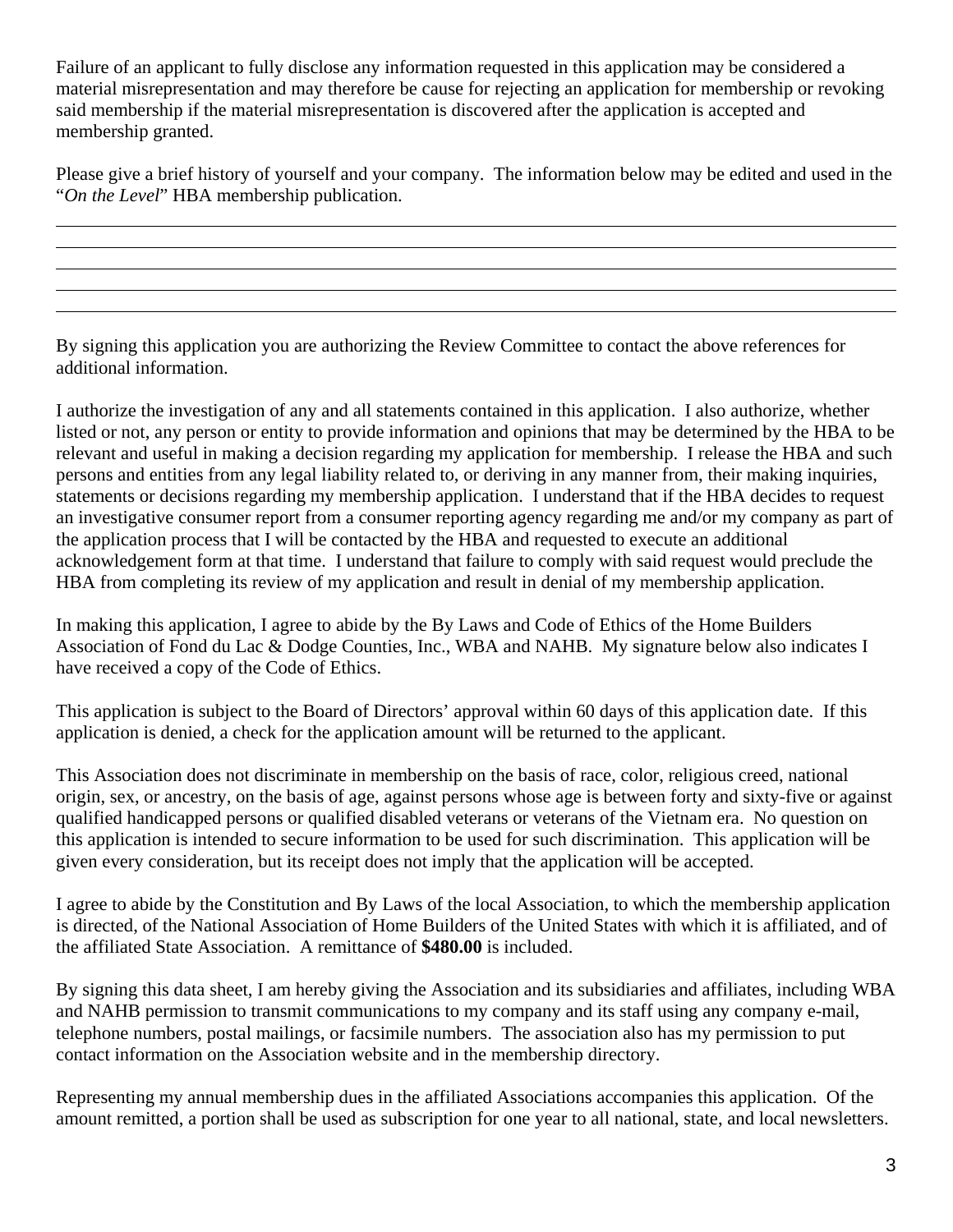Failure of an applicant to fully disclose any information requested in this application may be considered a material misrepresentation and may therefore be cause for rejecting an application for membership or revoking said membership if the material misrepresentation is discovered after the application is accepted and membership granted.

Please give a brief history of yourself and your company. The information below may be edited and used in the "*On the Level*" HBA membership publication.

\_\_\_\_\_\_\_\_\_\_\_\_\_\_\_\_\_\_\_\_\_\_\_\_\_\_\_\_\_\_\_\_\_\_\_\_\_\_\_\_\_\_\_\_\_\_\_\_\_\_\_\_\_\_\_\_\_\_\_\_\_\_\_\_\_\_\_\_\_\_\_\_\_\_\_\_

\_\_\_\_\_\_\_\_\_\_\_\_\_\_\_\_\_\_\_\_\_\_\_\_\_\_\_\_\_\_\_\_\_\_\_\_\_\_\_\_\_\_\_\_\_\_\_\_\_\_\_\_\_\_\_\_\_\_\_\_\_\_\_\_\_\_\_\_\_\_\_\_\_\_\_\_

\_\_\_\_\_\_\_\_\_\_\_\_\_\_\_\_\_\_\_\_\_\_\_\_\_\_\_\_\_\_\_\_\_\_\_\_\_\_\_\_\_\_\_\_\_\_\_\_\_\_\_\_\_\_\_\_\_\_\_\_\_\_\_\_\_\_\_\_\_\_\_\_\_\_\_\_

\_\_\_\_\_\_\_\_\_\_\_\_\_\_\_\_\_\_\_\_\_\_\_\_\_\_\_\_\_\_\_\_\_\_\_\_\_\_\_\_\_\_\_\_\_\_\_\_\_\_\_\_\_\_\_\_\_\_\_\_\_\_\_\_\_\_\_\_\_\_\_\_\_\_\_\_

\_\_\_\_\_\_\_\_\_\_\_\_\_\_\_\_\_\_\_\_\_\_\_\_\_\_\_\_\_\_\_\_\_\_\_\_\_\_\_\_\_\_\_\_\_\_\_\_\_\_\_\_\_\_\_\_\_\_\_\_\_\_\_\_\_\_\_\_\_\_\_\_\_\_\_\_

By signing this application you are authorizing the Review Committee to contact the above references for additional information.

I authorize the investigation of any and all statements contained in this application. I also authorize, whether listed or not, any person or entity to provide information and opinions that may be determined by the HBA to be relevant and useful in making a decision regarding my application for membership. I release the HBA and such persons and entities from any legal liability related to, or deriving in any manner from, their making inquiries, statements or decisions regarding my membership application. I understand that if the HBA decides to request an investigative consumer report from a consumer reporting agency regarding me and/or my company as part of the application process that I will be contacted by the HBA and requested to execute an additional acknowledgement form at that time. I understand that failure to comply with said request would preclude the HBA from completing its review of my application and result in denial of my membership application.

In making this application, I agree to abide by the By Laws and Code of Ethics of the Home Builders Association of Fond du Lac & Dodge Counties, Inc., WBA and NAHB. My signature below also indicates I have received a copy of the Code of Ethics.

This application is subject to the Board of Directors' approval within 60 days of this application date. If this application is denied, a check for the application amount will be returned to the applicant.

This Association does not discriminate in membership on the basis of race, color, religious creed, national origin, sex, or ancestry, on the basis of age, against persons whose age is between forty and sixty-five or against qualified handicapped persons or qualified disabled veterans or veterans of the Vietnam era. No question on this application is intended to secure information to be used for such discrimination. This application will be given every consideration, but its receipt does not imply that the application will be accepted.

I agree to abide by the Constitution and By Laws of the local Association, to which the membership application is directed, of the National Association of Home Builders of the United States with which it is affiliated, and of the affiliated State Association. A remittance of **$480.00** is included.

By signing this data sheet, I am hereby giving the Association and its subsidiaries and affiliates, including WBA and NAHB permission to transmit communications to my company and its staff using any company e-mail, telephone numbers, postal mailings, or facsimile numbers. The association also has my permission to put contact information on the Association website and in the membership directory.

Representing my annual membership dues in the affiliated Associations accompanies this application. Of the amount remitted, a portion shall be used as subscription for one year to all national, state, and local newsletters.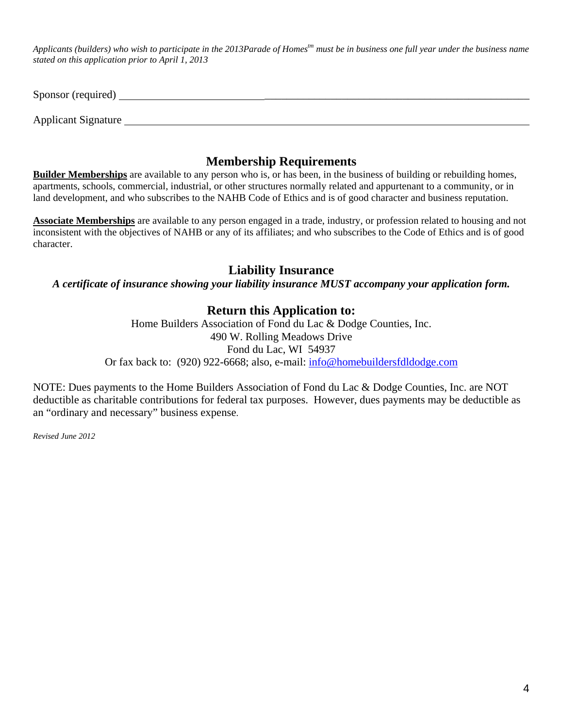*Applicants (builders) who wish to participate in the 2013Parade of Homes$^{tm}$ must be in business one full year under the business name stated on this application prior to April 1, 2013*

Sponsor (required) ___________________________________________________________________________

Applicant Signature ___________________________________________________________________________

## Membership Requirements

**Builder Memberships** are available to any person who is, or has been, in the business of building or rebuilding homes, apartments, schools, commercial, industrial, or other structures normally related and appurtenant to a community, or in land development, and who subscribes to the NAHB Code of Ethics and is of good character and business reputation.

**Associate Memberships** are available to any person engaged in a trade, industry, or profession related to housing and not inconsistent with the objectives of NAHB or any of its affiliates; and who subscribes to the Code of Ethics and is of good character.

## Liability Insurance

***A certificate of insurance showing your liability insurance MUST accompany your application form.***

## Return this Application to:

Home Builders Association of Fond du Lac & Dodge Counties, Inc.
490 W. Rolling Meadows Drive
Fond du Lac, WI 54937
Or fax back to: (920) 922-6668; also, e-mail: info@homebuildersfdldodge.com

NOTE: Dues payments to the Home Builders Association of Fond du Lac & Dodge Counties, Inc. are NOT deductible as charitable contributions for federal tax purposes. However, dues payments may be deductible as an "ordinary and necessary" business expense.

*Revised June 2012*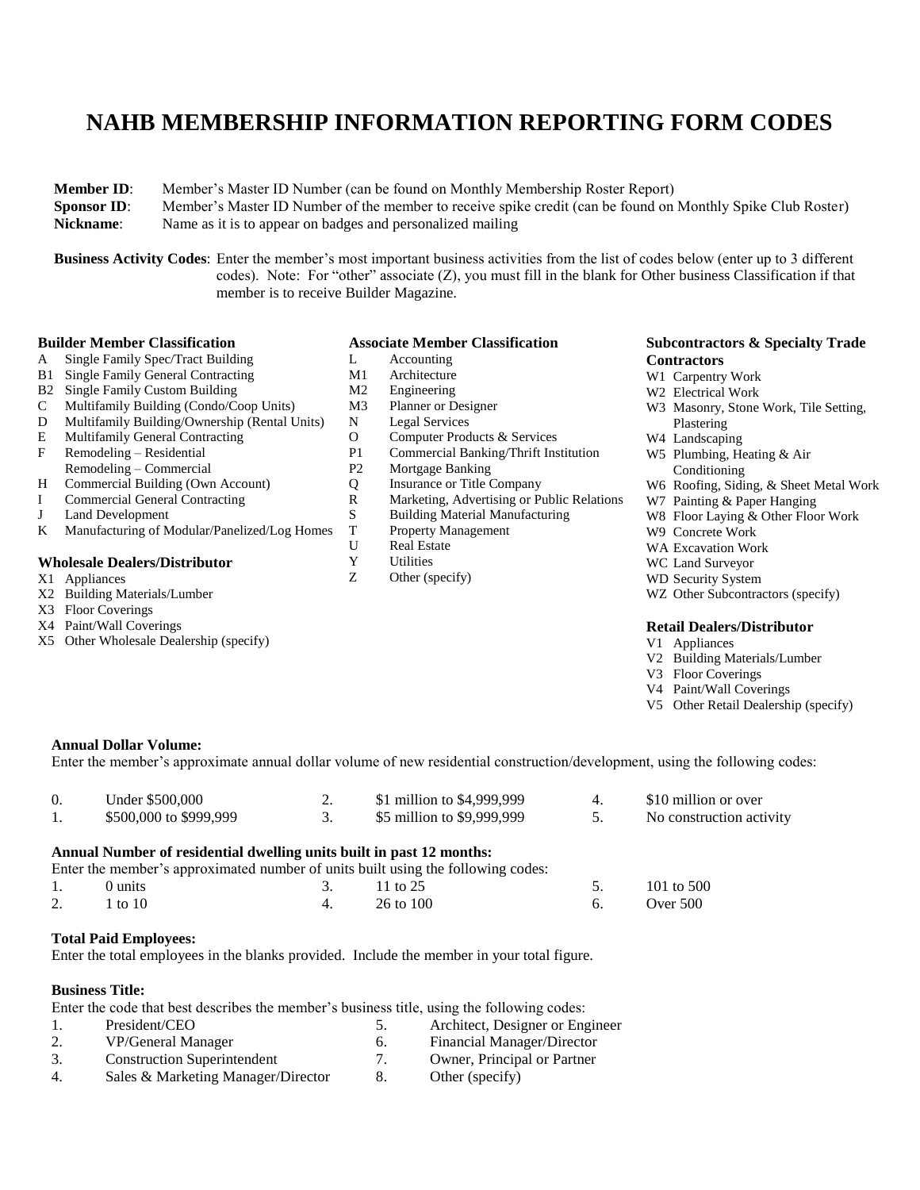# NAHB MEMBERSHIP INFORMATION REPORTING FORM CODES

**Member ID**: Member's Master ID Number (can be found on Monthly Membership Roster Report)
**Sponsor ID**: Member's Master ID Number of the member to receive spike credit (can be found on Monthly Spike Club Roster)
**Nickname**: Name as it is to appear on badges and personalized mailing

**Business Activity Codes**: Enter the member's most important business activities from the list of codes below (enter up to 3 different codes). Note: For "other" associate (Z), you must fill in the blank for Other business Classification if that member is to receive Builder Magazine.

### Builder Member Classification

- A Single Family Spec/Tract Building
- B1 Single Family General Contracting
- B2 Single Family Custom Building
- C Multifamily Building (Condo/Coop Units)
- D Multifamily Building/Ownership (Rental Units)
- E Multifamily General Contracting
- F Remodeling – Residential
  Remodeling – Commercial
- H Commercial Building (Own Account)
- I Commercial General Contracting
- J Land Development
- K Manufacturing of Modular/Panelized/Log Homes

### Wholesale Dealers/Distributor

- X1 Appliances
- X2 Building Materials/Lumber
- X3 Floor Coverings
- X4 Paint/Wall Coverings
- X5 Other Wholesale Dealership (specify)

### Associate Member Classification

- L Accounting
- M1 Architecture
- M2 Engineering
- M3 Planner or Designer
- N Legal Services
- O Computer Products & Services
- P1 Commercial Banking/Thrift Institution
- P2 Mortgage Banking
- Q Insurance or Title Company
- R Marketing, Advertising or Public Relations
- S Building Material Manufacturing
- T Property Management
- U Real Estate
- Y Utilities
- Z Other (specify)

### Subcontractors & Specialty Trade Contractors

- W1 Carpentry Work
- W2 Electrical Work
- W3 Masonry, Stone Work, Tile Setting, Plastering
- W4 Landscaping
- W5 Plumbing, Heating & Air Conditioning
- W6 Roofing, Siding, & Sheet Metal Work
- W7 Painting & Paper Hanging
- W8 Floor Laying & Other Floor Work
- W9 Concrete Work
- WA Excavation Work
- WC Land Surveyor
- WD Security System
- WZ Other Subcontractors (specify)

### Retail Dealers/Distributor

- V1 Appliances
- V2 Building Materials/Lumber
- V3 Floor Coverings
- V4 Paint/Wall Coverings
- V5 Other Retail Dealership (specify)

### Annual Dollar Volume:

Enter the member's approximate annual dollar volume of new residential construction/development, using the following codes:

| | | | | | |
|---|---|---|---|---|---|
| 0. | Under $500,000 | 2. | $1 million to $4,999,999 | 4. | $10 million or over |
| 1. | $500,000 to $999,999 | 3. | $5 million to $9,999,999 | 5. | No construction activity |

### Annual Number of residential dwelling units built in past 12 months:

Enter the member's approximated number of units built using the following codes:

| | | | | | |
|---|---|---|---|---|---|
| 1. | 0 units | 3. | 11 to 25 | 5. | 101 to 500 |
| 2. | 1 to 10 | 4. | 26 to 100 | 6. | Over 500 |

### Total Paid Employees:

Enter the total employees in the blanks provided. Include the member in your total figure.

### Business Title:

Enter the code that best describes the member's business title, using the following codes:

| | | | |
|---|---|---|---|
| 1. | President/CEO | 5. | Architect, Designer or Engineer |
| 2. | VP/General Manager | 6. | Financial Manager/Director |
| 3. | Construction Superintendent | 7. | Owner, Principal or Partner |
| 4. | Sales & Marketing Manager/Director | 8. | Other (specify) |